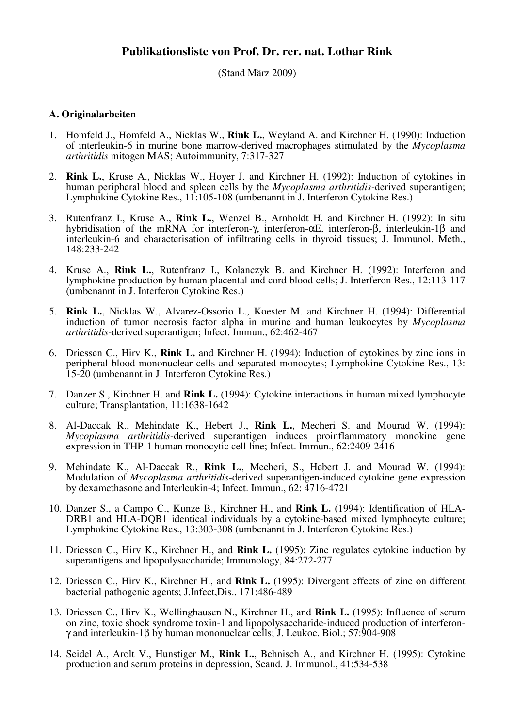# Publikationsliste von Prof. Dr. rer. nat. Lothar Rink

(Stand März 2009)

### A. Originalarbeiten

1. Homfeld J., Homfeld A., Nicklas W., **Rink L.**, Weyland A. and Kirchner H. (1990): Induction of interleukin-6 in murine bone marrow-derived macrophages stimulated by the *Mycoplasma arthritidis* mitogen MAS; Autoimmunity, 7:317-327

2. **Rink L.**, Kruse A., Nicklas W., Hoyer J. and Kirchner H. (1992): Induction of cytokines in human peripheral blood and spleen cells by the *Mycoplasma arthritidis*-derived superantigen; Lymphokine Cytokine Res., 11:105-108 (umbenannt in J. Interferon Cytokine Res.)

3. Rutenfranz I., Kruse A., **Rink L.**, Wenzel B., Arnholdt H. and Kirchner H. (1992): In situ hybridisation of the mRNA for interferon-γ, interferon-αE, interferon-β, interleukin-1β and interleukin-6 and characterisation of infiltrating cells in thyroid tissues; J. Immunol. Meth., 148:233-242

4. Kruse A., **Rink L.**, Rutenfranz I., Kolanczyk B. and Kirchner H. (1992): Interferon and lymphokine production by human placental and cord blood cells; J. Interferon Res., 12:113-117 (umbenannt in J. Interferon Cytokine Res.)

5. **Rink L.**, Nicklas W., Alvarez-Ossorio L., Koester M. and Kirchner H. (1994): Differential induction of tumor necrosis factor alpha in murine and human leukocytes by *Mycoplasma arthritidis*-derived superantigen; Infect. Immun., 62:462-467

6. Driessen C., Hirv K., **Rink L.** and Kirchner H. (1994): Induction of cytokines by zinc ions in peripheral blood mononuclear cells and separated monocytes; Lymphokine Cytokine Res., 13: 15-20 (umbenannt in J. Interferon Cytokine Res.)

7. Danzer S., Kirchner H. and **Rink L.** (1994): Cytokine interactions in human mixed lymphocyte culture; Transplantation, 11:1638-1642

8. Al-Daccak R., Mehindate K., Hebert J., **Rink L.**, Mecheri S. and Mourad W. (1994): *Mycoplasma arthritidis*-derived superantigen induces proinflammatory monokine gene expression in THP-1 human monocytic cell line; Infect. Immun., 62:2409-2416

9. Mehindate K., Al-Daccak R., **Rink L.**, Mecheri, S., Hebert J. and Mourad W. (1994): Modulation of *Mycoplasma arthritidis*-derived superantigen-induced cytokine gene expression by dexamethasone and Interleukin-4; Infect. Immun., 62: 4716-4721

10. Danzer S., a Campo C., Kunze B., Kirchner H., and **Rink L.** (1994): Identification of HLA-DRB1 and HLA-DQB1 identical individuals by a cytokine-based mixed lymphocyte culture; Lymphokine Cytokine Res., 13:303-308 (umbenannt in J. Interferon Cytokine Res.)

11. Driessen C., Hirv K., Kirchner H., and **Rink L.** (1995): Zinc regulates cytokine induction by superantigens and lipopolysaccharide; Immunology, 84:272-277

12. Driessen C., Hirv K., Kirchner H., and **Rink L.** (1995): Divergent effects of zinc on different bacterial pathogenic agents; J.Infect,Dis., 171:486-489

13. Driessen C., Hirv K., Wellinghausen N., Kirchner H., and **Rink L.** (1995): Influence of serum on zinc, toxic shock syndrome toxin-1 and lipopolysaccharide-induced production of interferon-γ and interleukin-1β by human mononuclear cells; J. Leukoc. Biol.; 57:904-908

14. Seidel A., Arolt V., Hunstiger M., **Rink L.**, Behnisch A., and Kirchner H. (1995): Cytokine production and serum proteins in depression, Scand. J. Immunol., 41:534-538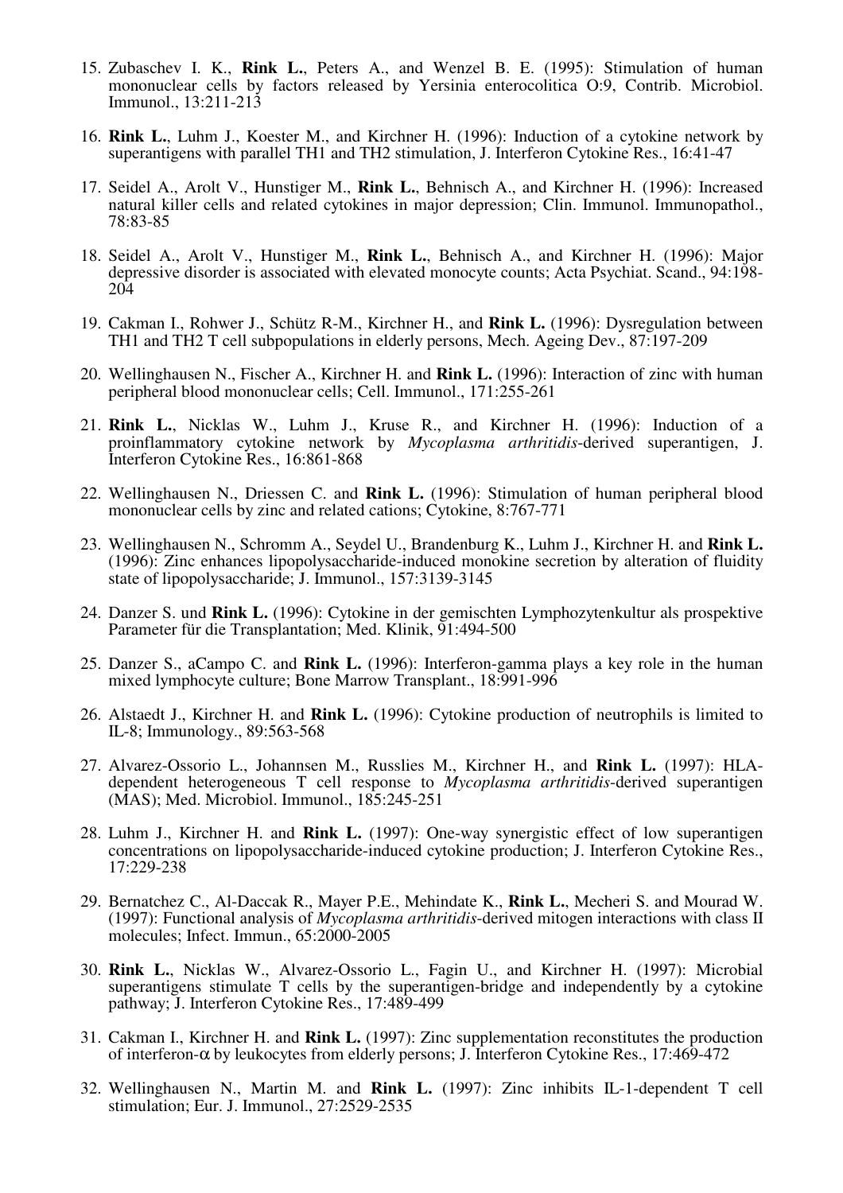15. Zubaschev I. K., **Rink L.**, Peters A., and Wenzel B. E. (1995): Stimulation of human mononuclear cells by factors released by Yersinia enterocolitica O:9, Contrib. Microbiol. Immunol., 13:211-213

16. **Rink L.**, Luhm J., Koester M., and Kirchner H. (1996): Induction of a cytokine network by superantigens with parallel TH1 and TH2 stimulation, J. Interferon Cytokine Res., 16:41-47

17. Seidel A., Arolt V., Hunstiger M., **Rink L.**, Behnisch A., and Kirchner H. (1996): Increased natural killer cells and related cytokines in major depression; Clin. Immunol. Immunopathol., 78:83-85

18. Seidel A., Arolt V., Hunstiger M., **Rink L.**, Behnisch A., and Kirchner H. (1996): Major depressive disorder is associated with elevated monocyte counts; Acta Psychiat. Scand., 94:198-204

19. Cakman I., Rohwer J., Schütz R-M., Kirchner H., and **Rink L.** (1996): Dysregulation between TH1 and TH2 T cell subpopulations in elderly persons, Mech. Ageing Dev., 87:197-209

20. Wellinghausen N., Fischer A., Kirchner H. and **Rink L.** (1996): Interaction of zinc with human peripheral blood mononuclear cells; Cell. Immunol., 171:255-261

21. **Rink L.**, Nicklas W., Luhm J., Kruse R., and Kirchner H. (1996): Induction of a proinflammatory cytokine network by *Mycoplasma arthritidis*-derived superantigen, J. Interferon Cytokine Res., 16:861-868

22. Wellinghausen N., Driessen C. and **Rink L.** (1996): Stimulation of human peripheral blood mononuclear cells by zinc and related cations; Cytokine, 8:767-771

23. Wellinghausen N., Schromm A., Seydel U., Brandenburg K., Luhm J., Kirchner H. and **Rink L.** (1996): Zinc enhances lipopolysaccharide-induced monokine secretion by alteration of fluidity state of lipopolysaccharide; J. Immunol., 157:3139-3145

24. Danzer S. und **Rink L.** (1996): Cytokine in der gemischten Lymphozytenkultur als prospektive Parameter für die Transplantation; Med. Klinik, 91:494-500

25. Danzer S., aCampo C. and **Rink L.** (1996): Interferon-gamma plays a key role in the human mixed lymphocyte culture; Bone Marrow Transplant., 18:991-996

26. Alstaedt J., Kirchner H. and **Rink L.** (1996): Cytokine production of neutrophils is limited to IL-8; Immunology., 89:563-568

27. Alvarez-Ossorio L., Johannsen M., Russlies M., Kirchner H., and **Rink L.** (1997): HLA-dependent heterogeneous T cell response to *Mycoplasma arthritidis*-derived superantigen (MAS); Med. Microbiol. Immunol., 185:245-251

28. Luhm J., Kirchner H. and **Rink L.** (1997): One-way synergistic effect of low superantigen concentrations on lipopolysaccharide-induced cytokine production; J. Interferon Cytokine Res., 17:229-238

29. Bernatchez C., Al-Daccak R., Mayer P.E., Mehindate K., **Rink L.**, Mecheri S. and Mourad W. (1997): Functional analysis of *Mycoplasma arthritidis*-derived mitogen interactions with class II molecules; Infect. Immun., 65:2000-2005

30. **Rink L.**, Nicklas W., Alvarez-Ossorio L., Fagin U., and Kirchner H. (1997): Microbial superantigens stimulate T cells by the superantigen-bridge and independently by a cytokine pathway; J. Interferon Cytokine Res., 17:489-499

31. Cakman I., Kirchner H. and **Rink L.** (1997): Zinc supplementation reconstitutes the production of interferon-$\alpha$ by leukocytes from elderly persons; J. Interferon Cytokine Res., 17:469-472

32. Wellinghausen N., Martin M. and **Rink L.** (1997): Zinc inhibits IL-1-dependent T cell stimulation; Eur. J. Immunol., 27:2529-2535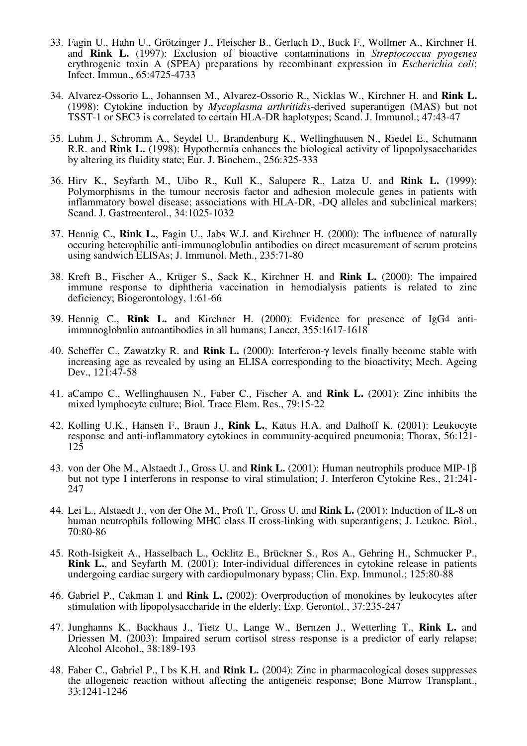33. Fagin U., Hahn U., Grötzinger J., Fleischer B., Gerlach D., Buck F., Wollmer A., Kirchner H. and **Rink L.** (1997): Exclusion of bioactive contaminations in *Streptococcus pyogenes* erythrogenic toxin A (SPEA) preparations by recombinant expression in *Escherichia coli*; Infect. Immun., 65:4725-4733

34. Alvarez-Ossorio L., Johannsen M., Alvarez-Ossorio R., Nicklas W., Kirchner H. and **Rink L.** (1998): Cytokine induction by *Mycoplasma arthritidis*-derived superantigen (MAS) but not TSST-1 or SEC3 is correlated to certain HLA-DR haplotypes; Scand. J. Immunol.; 47:43-47

35. Luhm J., Schromm A., Seydel U., Brandenburg K., Wellinghausen N., Riedel E., Schumann R.R. and **Rink L.** (1998): Hypothermia enhances the biological activity of lipopolysaccharides by altering its fluidity state; Eur. J. Biochem., 256:325-333

36. Hirv K., Seyfarth M., Uibo R., Kull K., Salupere R., Latza U. and **Rink L.** (1999): Polymorphisms in the tumour necrosis factor and adhesion molecule genes in patients with inflammatory bowel disease; associations with HLA-DR, -DQ alleles and subclinical markers; Scand. J. Gastroenterol., 34:1025-1032

37. Hennig C., **Rink L.**, Fagin U., Jabs W.J. and Kirchner H. (2000): The influence of naturally occuring heterophilic anti-immunoglobulin antibodies on direct measurement of serum proteins using sandwich ELISAs; J. Immunol. Meth., 235:71-80

38. Kreft B., Fischer A., Krüger S., Sack K., Kirchner H. and **Rink L.** (2000): The impaired immune response to diphtheria vaccination in hemodialysis patients is related to zinc deficiency; Biogerontology, 1:61-66

39. Hennig C., **Rink L.** and Kirchner H. (2000): Evidence for presence of IgG4 anti-immunoglobulin autoantibodies in all humans; Lancet, 355:1617-1618

40. Scheffer C., Zawatzky R. and **Rink L.** (2000): Interferon-γ levels finally become stable with increasing age as revealed by using an ELISA corresponding to the bioactivity; Mech. Ageing Dev., 121:47-58

41. aCampo C., Wellinghausen N., Faber C., Fischer A. and **Rink L.** (2001): Zinc inhibits the mixed lymphocyte culture; Biol. Trace Elem. Res., 79:15-22

42. Kolling U.K., Hansen F., Braun J., **Rink L.**, Katus H.A. and Dalhoff K. (2001): Leukocyte response and anti-inflammatory cytokines in community-acquired pneumonia; Thorax, 56:121-125

43. von der Ohe M., Alstaedt J., Gross U. and **Rink L.** (2001): Human neutrophils produce MIP-1β but not type I interferons in response to viral stimulation; J. Interferon Cytokine Res., 21:241-247

44. Lei L., Alstaedt J., von der Ohe M., Proft T., Gross U. and **Rink L.** (2001): Induction of IL-8 on human neutrophils following MHC class II cross-linking with superantigens; J. Leukoc. Biol., 70:80-86

45. Roth-Isigkeit A., Hasselbach L., Ocklitz E., Brückner S., Ros A., Gehring H., Schmucker P., **Rink L.**, and Seyfarth M. (2001): Inter-individual differences in cytokine release in patients undergoing cardiac surgery with cardiopulmonary bypass; Clin. Exp. Immunol.; 125:80-88

46. Gabriel P., Cakman I. and **Rink L.** (2002): Overproduction of monokines by leukocytes after stimulation with lipopolysaccharide in the elderly; Exp. Gerontol., 37:235-247

47. Junghanns K., Backhaus J., Tietz U., Lange W., Bernzen J., Wetterling T., **Rink L.** and Driessen M. (2003): Impaired serum cortisol stress response is a predictor of early relapse; Alcohol Alcohol., 38:189-193

48. Faber C., Gabriel P., I bs K.H. and **Rink L.** (2004): Zinc in pharmacological doses suppresses the allogeneic reaction without affecting the antigeneic response; Bone Marrow Transplant., 33:1241-1246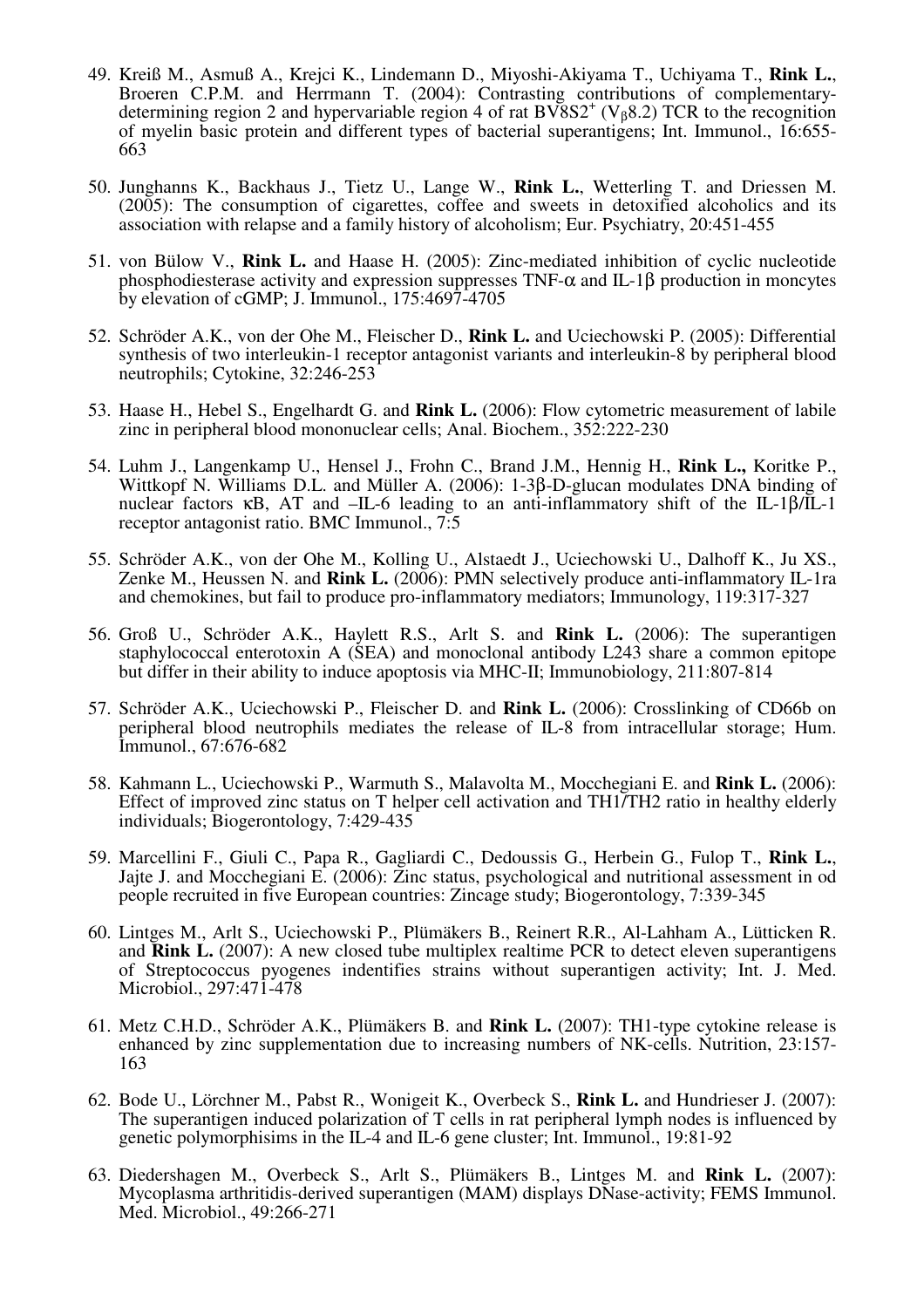49. Kreiß M., Asmuß A., Krejci K., Lindemann D., Miyoshi-Akiyama T., Uchiyama T., **Rink L.**, Broeren C.P.M. and Herrmann T. (2004): Contrasting contributions of complementary-determining region 2 and hypervariable region 4 of rat BV8S2$^+$ ($V_\beta$8.2) TCR to the recognition of myelin basic protein and different types of bacterial superantigens; Int. Immunol., 16:655-663

50. Junghanns K., Backhaus J., Tietz U., Lange W., **Rink L.**, Wetterling T. and Driessen M. (2005): The consumption of cigarettes, coffee and sweets in detoxified alcoholics and its association with relapse and a family history of alcoholism; Eur. Psychiatry, 20:451-455

51. von Bülow V., **Rink L.** and Haase H. (2005): Zinc-mediated inhibition of cyclic nucleotide phosphodiesterase activity and expression suppresses TNF-α and IL-1β production in moncytes by elevation of cGMP; J. Immunol., 175:4697-4705

52. Schröder A.K., von der Ohe M., Fleischer D., **Rink L.** and Uciechowski P. (2005): Differential synthesis of two interleukin-1 receptor antagonist variants and interleukin-8 by peripheral blood neutrophils; Cytokine, 32:246-253

53. Haase H., Hebel S., Engelhardt G. and **Rink L.** (2006): Flow cytometric measurement of labile zinc in peripheral blood mononuclear cells; Anal. Biochem., 352:222-230

54. Luhm J., Langenkamp U., Hensel J., Frohn C., Brand J.M., Hennig H., **Rink L.,** Koritke P., Wittkopf N. Williams D.L. and Müller A. (2006): 1-3β-D-glucan modulates DNA binding of nuclear factors κB, AT and –IL-6 leading to an anti-inflammatory shift of the IL-1β/IL-1 receptor antagonist ratio. BMC Immunol., 7:5

55. Schröder A.K., von der Ohe M., Kolling U., Alstaedt J., Uciechowski U., Dalhoff K., Ju XS., Zenke M., Heussen N. and **Rink L.** (2006): PMN selectively produce anti-inflammatory IL-1ra and chemokines, but fail to produce pro-inflammatory mediators; Immunology, 119:317-327

56. Groß U., Schröder A.K., Haylett R.S., Arlt S. and **Rink L.** (2006): The superantigen staphylococcal enterotoxin A (SEA) and monoclonal antibody L243 share a common epitope but differ in their ability to induce apoptosis via MHC-II; Immunobiology, 211:807-814

57. Schröder A.K., Uciechowski P., Fleischer D. and **Rink L.** (2006): Crosslinking of CD66b on peripheral blood neutrophils mediates the release of IL-8 from intracellular storage; Hum. Immunol., 67:676-682

58. Kahmann L., Uciechowski P., Warmuth S., Malavolta M., Mocchegiani E. and **Rink L.** (2006): Effect of improved zinc status on T helper cell activation and TH1/TH2 ratio in healthy elderly individuals; Biogerontology, 7:429-435

59. Marcellini F., Giuli C., Papa R., Gagliardi C., Dedoussis G., Herbein G., Fulop T., **Rink L.**, Jajte J. and Mocchegiani E. (2006): Zinc status, psychological and nutritional assessment in od people recruited in five European countries: Zincage study; Biogerontology, 7:339-345

60. Lintges M., Arlt S., Uciechowski P., Plümäkers B., Reinert R.R., Al-Lahham A., Lütticken R. and **Rink L.** (2007): A new closed tube multiplex realtime PCR to detect eleven superantigens of Streptococcus pyogenes indentifies strains without superantigen activity; Int. J. Med. Microbiol., 297:471-478

61. Metz C.H.D., Schröder A.K., Plümäkers B. and **Rink L.** (2007): TH1-type cytokine release is enhanced by zinc supplementation due to increasing numbers of NK-cells. Nutrition, 23:157-163

62. Bode U., Lörchner M., Pabst R., Wonigeit K., Overbeck S., **Rink L.** and Hundrieser J. (2007): The superantigen induced polarization of T cells in rat peripheral lymph nodes is influenced by genetic polymorphisims in the IL-4 and IL-6 gene cluster; Int. Immunol., 19:81-92

63. Diedershagen M., Overbeck S., Arlt S., Plümäkers B., Lintges M. and **Rink L.** (2007): Mycoplasma arthritidis-derived superantigen (MAM) displays DNase-activity; FEMS Immunol. Med. Microbiol., 49:266-271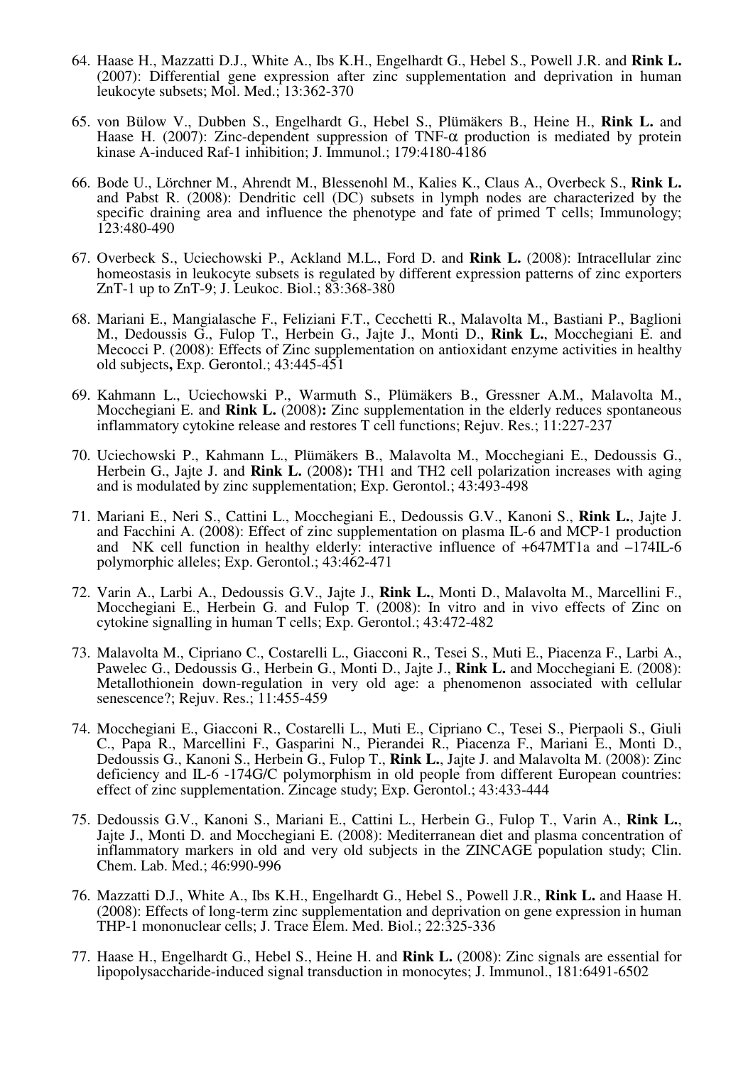64. Haase H., Mazzatti D.J., White A., Ibs K.H., Engelhardt G., Hebel S., Powell J.R. and **Rink L.** (2007): Differential gene expression after zinc supplementation and deprivation in human leukocyte subsets; Mol. Med.; 13:362-370

65. von Bülow V., Dubben S., Engelhardt G., Hebel S., Plümäkers B., Heine H., **Rink L.** and Haase H. (2007): Zinc-dependent suppression of TNF-$\alpha$ production is mediated by protein kinase A-induced Raf-1 inhibition; J. Immunol.; 179:4180-4186

66. Bode U., Lörchner M., Ahrendt M., Blessenohl M., Kalies K., Claus A., Overbeck S., **Rink L.** and Pabst R. (2008): Dendritic cell (DC) subsets in lymph nodes are characterized by the specific draining area and influence the phenotype and fate of primed T cells; Immunology; 123:480-490

67. Overbeck S., Uciechowski P., Ackland M.L., Ford D. and **Rink L.** (2008): Intracellular zinc homeostasis in leukocyte subsets is regulated by different expression patterns of zinc exporters ZnT-1 up to ZnT-9; J. Leukoc. Biol.; 83:368-380

68. Mariani E., Mangialasche F., Feliziani F.T., Cecchetti R., Malavolta M., Bastiani P., Baglioni M., Dedoussis G., Fulop T., Herbein G., Jajte J., Monti D., **Rink L.**, Mocchegiani E. and Mecocci P. (2008): Effects of Zinc supplementation on antioxidant enzyme activities in healthy old subjects**,** Exp. Gerontol.; 43:445-451

69. Kahmann L., Uciechowski P., Warmuth S., Plümäkers B., Gressner A.M., Malavolta M., Mocchegiani E. and **Rink L.** (2008)**:** Zinc supplementation in the elderly reduces spontaneous inflammatory cytokine release and restores T cell functions; Rejuv. Res.; 11:227-237

70. Uciechowski P., Kahmann L., Plümäkers B., Malavolta M., Mocchegiani E., Dedoussis G., Herbein G., Jajte J. and **Rink L.** (2008)**:** TH1 and TH2 cell polarization increases with aging and is modulated by zinc supplementation; Exp. Gerontol.; 43:493-498

71. Mariani E., Neri S., Cattini L., Mocchegiani E., Dedoussis G.V., Kanoni S., **Rink L.**, Jajte J. and Facchini A. (2008): Effect of zinc supplementation on plasma IL-6 and MCP-1 production and NK cell function in healthy elderly: interactive influence of +647MT1a and –174IL-6 polymorphic alleles; Exp. Gerontol.; 43:462-471

72. Varin A., Larbi A., Dedoussis G.V., Jajte J., **Rink L.**, Monti D., Malavolta M., Marcellini F., Mocchegiani E., Herbein G. and Fulop T. (2008): In vitro and in vivo effects of Zinc on cytokine signalling in human T cells; Exp. Gerontol.; 43:472-482

73. Malavolta M., Cipriano C., Costarelli L., Giacconi R., Tesei S., Muti E., Piacenza F., Larbi A., Pawelec G., Dedoussis G., Herbein G., Monti D., Jajte J., **Rink L.** and Mocchegiani E. (2008): Metallothionein down-regulation in very old age: a phenomenon associated with cellular senescence?; Rejuv. Res.; 11:455-459

74. Mocchegiani E., Giacconi R., Costarelli L., Muti E., Cipriano C., Tesei S., Pierpaoli S., Giuli C., Papa R., Marcellini F., Gasparini N., Pierandei R., Piacenza F., Mariani E., Monti D., Dedoussis G., Kanoni S., Herbein G., Fulop T., **Rink L.**, Jajte J. and Malavolta M. (2008): Zinc deficiency and IL-6 -174G/C polymorphism in old people from different European countries: effect of zinc supplementation. Zincage study; Exp. Gerontol.; 43:433-444

75. Dedoussis G.V., Kanoni S., Mariani E., Cattini L., Herbein G., Fulop T., Varin A., **Rink L.**, Jajte J., Monti D. and Mocchegiani E. (2008): Mediterranean diet and plasma concentration of inflammatory markers in old and very old subjects in the ZINCAGE population study; Clin. Chem. Lab. Med.; 46:990-996

76. Mazzatti D.J., White A., Ibs K.H., Engelhardt G., Hebel S., Powell J.R., **Rink L.** and Haase H. (2008): Effects of long-term zinc supplementation and deprivation on gene expression in human THP-1 mononuclear cells; J. Trace Elem. Med. Biol.; 22:325-336

77. Haase H., Engelhardt G., Hebel S., Heine H. and **Rink L.** (2008): Zinc signals are essential for lipopolysaccharide-induced signal transduction in monocytes; J. Immunol., 181:6491-6502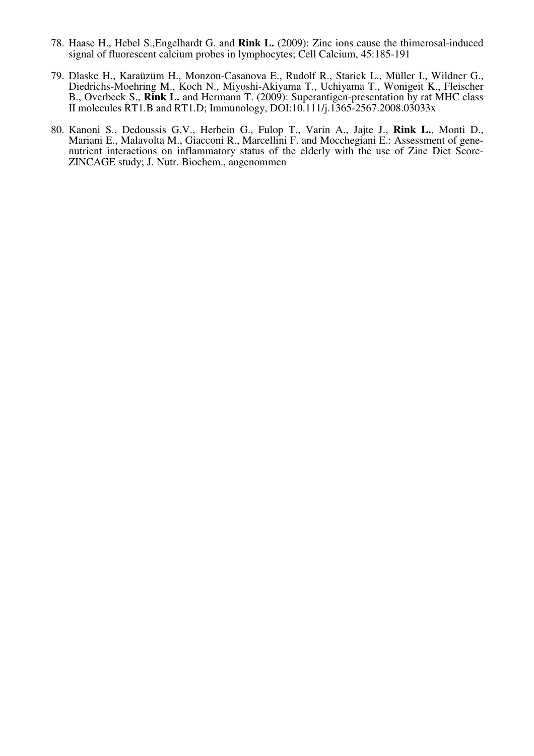78. Haase H., Hebel S.,Engelhardt G. and **Rink L.** (2009): Zinc ions cause the thimerosal-induced signal of fluorescent calcium probes in lymphocytes; Cell Calcium, 45:185-191

79. Dlaske H., Karaüzüm H., Monzon-Casanova E., Rudolf R., Starick L., Müller I., Wildner G., Diedrichs-Moehring M., Koch N., Miyoshi-Akiyama T., Uchiyama T., Wonigeit K., Fleischer B., Overbeck S., **Rink L.** and Hermann T. (2009): Superantigen-presentation by rat MHC class II molecules RT1.B and RT1.D; Immunology, DOI:10.111/j.1365-2567.2008.03033x

80. Kanoni S., Dedoussis G.V., Herbein G., Fulop T., Varin A., Jajte J., **Rink L.**, Monti D., Mariani E., Malavolta M., Giacconi R., Marcellini F. and Mocchegiani E.: Assessment of gene-nutrient interactions on inflammatory status of the elderly with the use of Zinc Diet Score-ZINCAGE study; J. Nutr. Biochem., angenommen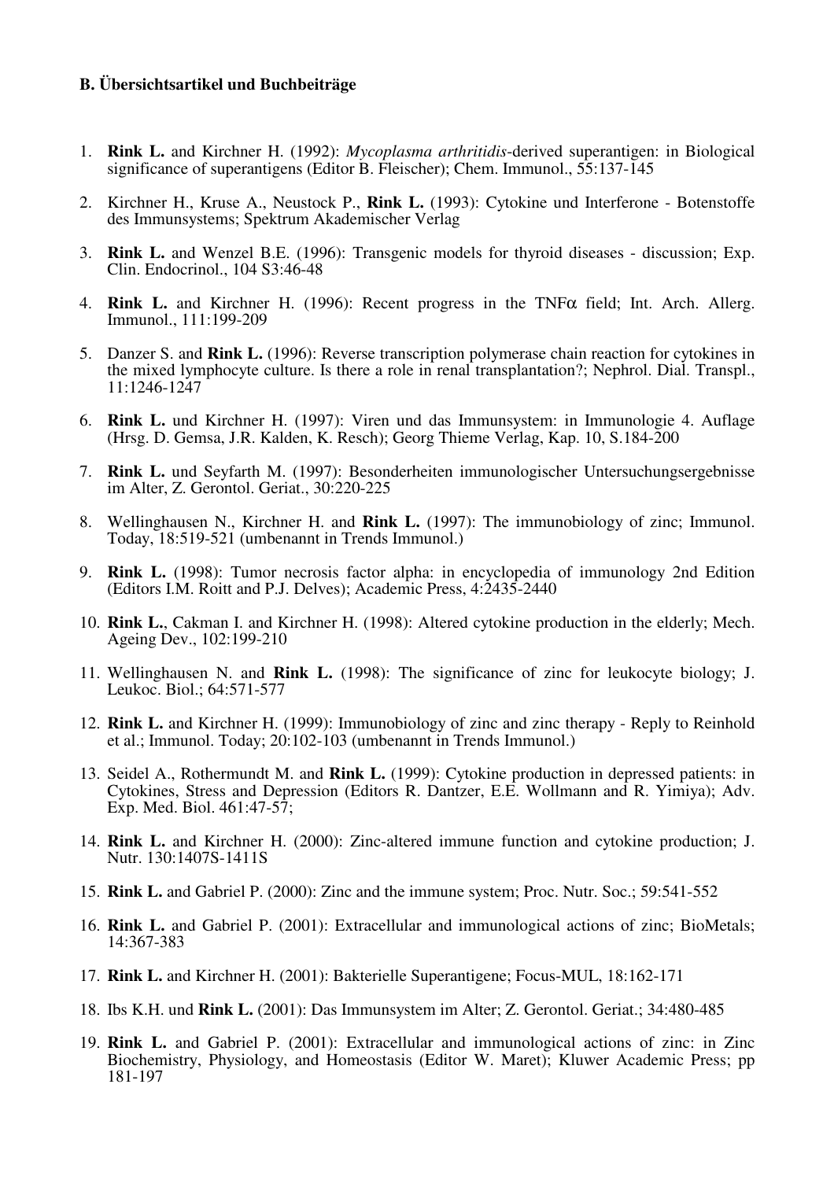**B. Übersichtsartikel und Buchbeiträge**

1. **Rink L.** and Kirchner H. (1992): *Mycoplasma arthritidis*-derived superantigen: in Biological significance of superantigens (Editor B. Fleischer); Chem. Immunol., 55:137-145

2. Kirchner H., Kruse A., Neustock P., **Rink L.** (1993): Cytokine und Interferone - Botenstoffe des Immunsystems; Spektrum Akademischer Verlag

3. **Rink L.** and Wenzel B.E. (1996): Transgenic models for thyroid diseases - discussion; Exp. Clin. Endocrinol., 104 S3:46-48

4. **Rink L.** and Kirchner H. (1996): Recent progress in the TNFα field; Int. Arch. Allerg. Immunol., 111:199-209

5. Danzer S. and **Rink L.** (1996): Reverse transcription polymerase chain reaction for cytokines in the mixed lymphocyte culture. Is there a role in renal transplantation?; Nephrol. Dial. Transpl., 11:1246-1247

6. **Rink L.** und Kirchner H. (1997): Viren und das Immunsystem: in Immunologie 4. Auflage (Hrsg. D. Gemsa, J.R. Kalden, K. Resch); Georg Thieme Verlag, Kap. 10, S.184-200

7. **Rink L.** und Seyfarth M. (1997): Besonderheiten immunologischer Untersuchungsergebnisse im Alter, Z. Gerontol. Geriat., 30:220-225

8. Wellinghausen N., Kirchner H. and **Rink L.** (1997): The immunobiology of zinc; Immunol. Today, 18:519-521 (umbenannt in Trends Immunol.)

9. **Rink L.** (1998): Tumor necrosis factor alpha: in encyclopedia of immunology 2nd Edition (Editors I.M. Roitt and P.J. Delves); Academic Press, 4:2435-2440

10. **Rink L.**, Cakman I. and Kirchner H. (1998): Altered cytokine production in the elderly; Mech. Ageing Dev., 102:199-210

11. Wellinghausen N. and **Rink L.** (1998): The significance of zinc for leukocyte biology; J. Leukoc. Biol.; 64:571-577

12. **Rink L.** and Kirchner H. (1999): Immunobiology of zinc and zinc therapy - Reply to Reinhold et al.; Immunol. Today; 20:102-103 (umbenannt in Trends Immunol.)

13. Seidel A., Rothermundt M. and **Rink L.** (1999): Cytokine production in depressed patients: in Cytokines, Stress and Depression (Editors R. Dantzer, E.E. Wollmann and R. Yimiya); Adv. Exp. Med. Biol. 461:47-57;

14. **Rink L.** and Kirchner H. (2000): Zinc-altered immune function and cytokine production; J. Nutr. 130:1407S-1411S

15. **Rink L.** and Gabriel P. (2000): Zinc and the immune system; Proc. Nutr. Soc.; 59:541-552

16. **Rink L.** and Gabriel P. (2001): Extracellular and immunological actions of zinc; BioMetals; 14:367-383

17. **Rink L.** and Kirchner H. (2001): Bakterielle Superantigene; Focus-MUL, 18:162-171

18. Ibs K.H. und **Rink L.** (2001): Das Immunsystem im Alter; Z. Gerontol. Geriat.; 34:480-485

19. **Rink L.** and Gabriel P. (2001): Extracellular and immunological actions of zinc: in Zinc Biochemistry, Physiology, and Homeostasis (Editor W. Maret); Kluwer Academic Press; pp 181-197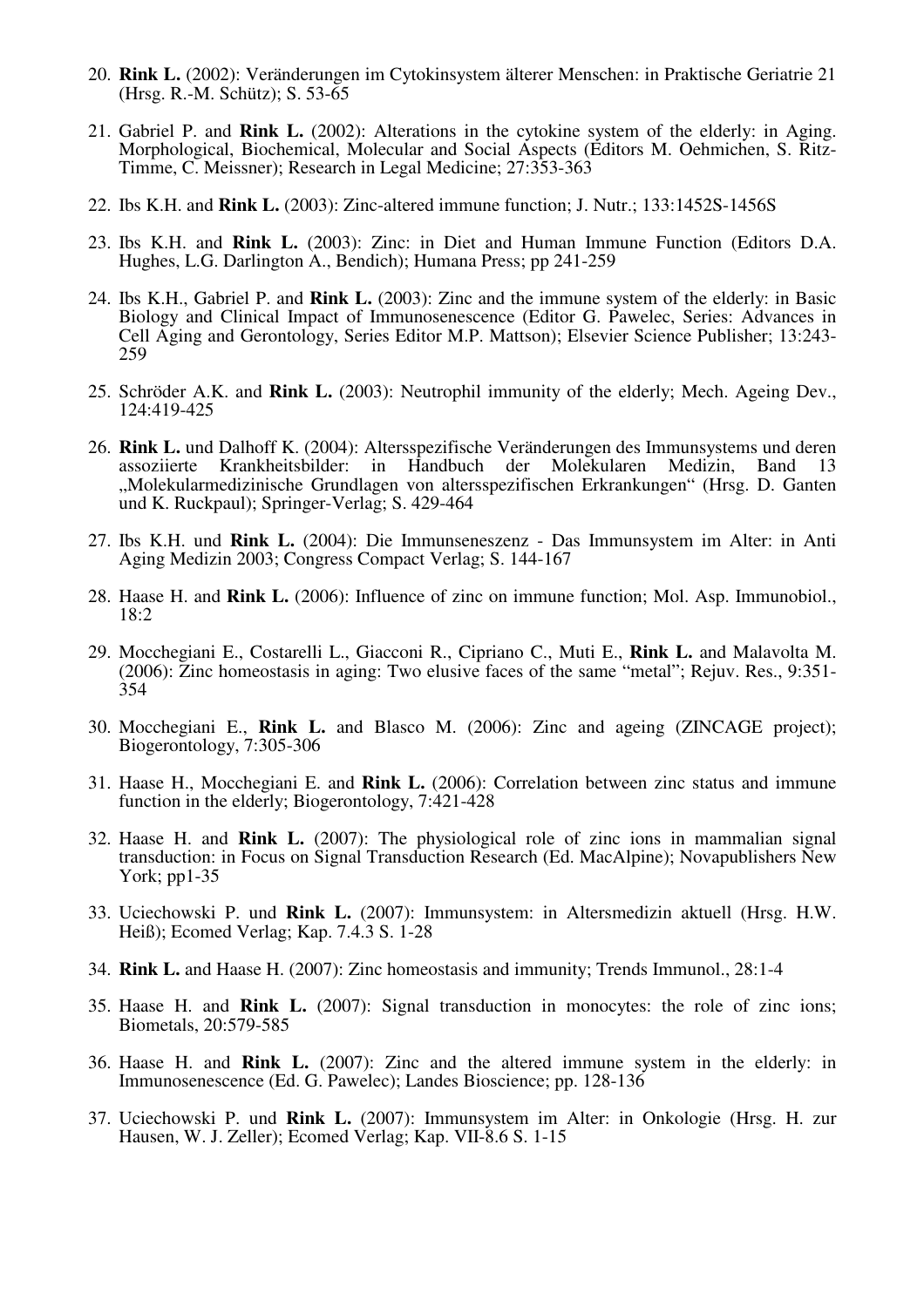20. **Rink L.** (2002): Veränderungen im Cytokinsystem älterer Menschen: in Praktische Geriatrie 21 (Hrsg. R.-M. Schütz); S. 53-65

21. Gabriel P. and **Rink L.** (2002): Alterations in the cytokine system of the elderly: in Aging. Morphological, Biochemical, Molecular and Social Aspects (Editors M. Oehmichen, S. Ritz-Timme, C. Meissner); Research in Legal Medicine; 27:353-363

22. Ibs K.H. and **Rink L.** (2003): Zinc-altered immune function; J. Nutr.; 133:1452S-1456S

23. Ibs K.H. and **Rink L.** (2003): Zinc: in Diet and Human Immune Function (Editors D.A. Hughes, L.G. Darlington A., Bendich); Humana Press; pp 241-259

24. Ibs K.H., Gabriel P. and **Rink L.** (2003): Zinc and the immune system of the elderly: in Basic Biology and Clinical Impact of Immunosenescence (Editor G. Pawelec, Series: Advances in Cell Aging and Gerontology, Series Editor M.P. Mattson); Elsevier Science Publisher; 13:243-259

25. Schröder A.K. and **Rink L.** (2003): Neutrophil immunity of the elderly; Mech. Ageing Dev., 124:419-425

26. **Rink L.** und Dalhoff K. (2004): Altersspezifische Veränderungen des Immunsystems und deren assoziierte Krankheitsbilder: in Handbuch der Molekularen Medizin, Band 13 „Molekularmedizinische Grundlagen von altersspezifischen Erkrankungen" (Hrsg. D. Ganten und K. Ruckpaul); Springer-Verlag; S. 429-464

27. Ibs K.H. und **Rink L.** (2004): Die Immunseneszenz - Das Immunsystem im Alter: in Anti Aging Medizin 2003; Congress Compact Verlag; S. 144-167

28. Haase H. and **Rink L.** (2006): Influence of zinc on immune function; Mol. Asp. Immunobiol., 18:2

29. Mocchegiani E., Costarelli L., Giacconi R., Cipriano C., Muti E., **Rink L.** and Malavolta M. (2006): Zinc homeostasis in aging: Two elusive faces of the same "metal"; Rejuv. Res., 9:351-354

30. Mocchegiani E., **Rink L.** and Blasco M. (2006): Zinc and ageing (ZINCAGE project); Biogerontology, 7:305-306

31. Haase H., Mocchegiani E. and **Rink L.** (2006): Correlation between zinc status and immune function in the elderly; Biogerontology, 7:421-428

32. Haase H. and **Rink L.** (2007): The physiological role of zinc ions in mammalian signal transduction: in Focus on Signal Transduction Research (Ed. MacAlpine); Novapublishers New York; pp1-35

33. Uciechowski P. und **Rink L.** (2007): Immunsystem: in Altersmedizin aktuell (Hrsg. H.W. Heiß); Ecomed Verlag; Kap. 7.4.3 S. 1-28

34. **Rink L.** and Haase H. (2007): Zinc homeostasis and immunity; Trends Immunol., 28:1-4

35. Haase H. and **Rink L.** (2007): Signal transduction in monocytes: the role of zinc ions; Biometals, 20:579-585

36. Haase H. and **Rink L.** (2007): Zinc and the altered immune system in the elderly: in Immunosenescence (Ed. G. Pawelec); Landes Bioscience; pp. 128-136

37. Uciechowski P. und **Rink L.** (2007): Immunsystem im Alter: in Onkologie (Hrsg. H. zur Hausen, W. J. Zeller); Ecomed Verlag; Kap. VII-8.6 S. 1-15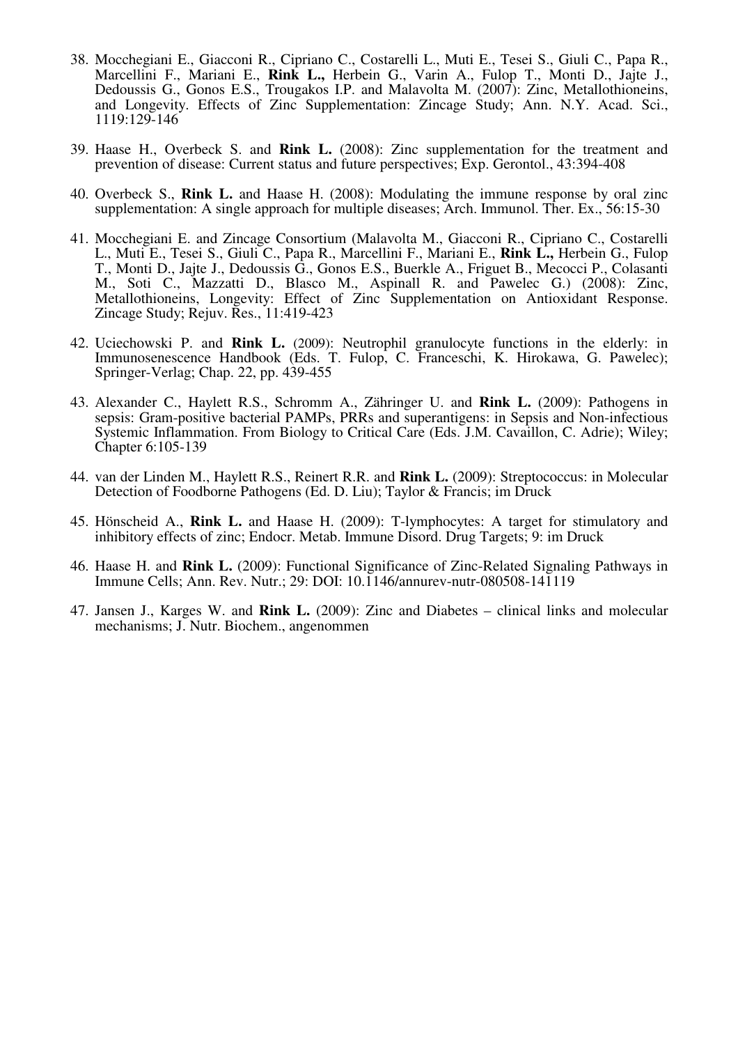38. Mocchegiani E., Giacconi R., Cipriano C., Costarelli L., Muti E., Tesei S., Giuli C., Papa R., Marcellini F., Mariani E., **Rink L.,** Herbein G., Varin A., Fulop T., Monti D., Jajte J., Dedoussis G., Gonos E.S., Trougakos I.P. and Malavolta M. (2007): Zinc, Metallothioneins, and Longevity. Effects of Zinc Supplementation: Zincage Study; Ann. N.Y. Acad. Sci., 1119:129-146

39. Haase H., Overbeck S. and **Rink L.** (2008): Zinc supplementation for the treatment and prevention of disease: Current status and future perspectives; Exp. Gerontol., 43:394-408

40. Overbeck S., **Rink L.** and Haase H. (2008): Modulating the immune response by oral zinc supplementation: A single approach for multiple diseases; Arch. Immunol. Ther. Ex., 56:15-30

41. Mocchegiani E. and Zincage Consortium (Malavolta M., Giacconi R., Cipriano C., Costarelli L., Muti E., Tesei S., Giuli C., Papa R., Marcellini F., Mariani E., **Rink L.,** Herbein G., Fulop T., Monti D., Jajte J., Dedoussis G., Gonos E.S., Buerkle A., Friguet B., Mecocci P., Colasanti M., Soti C., Mazzatti D., Blasco M., Aspinall R. and Pawelec G.) (2008): Zinc, Metallothioneins, Longevity: Effect of Zinc Supplementation on Antioxidant Response. Zincage Study; Rejuv. Res., 11:419-423

42. Uciechowski P. and **Rink L.** (2009): Neutrophil granulocyte functions in the elderly: in Immunosenescence Handbook (Eds. T. Fulop, C. Franceschi, K. Hirokawa, G. Pawelec); Springer-Verlag; Chap. 22, pp. 439-455

43. Alexander C., Haylett R.S., Schromm A., Zähringer U. and **Rink L.** (2009): Pathogens in sepsis: Gram-positive bacterial PAMPs, PRRs and superantigens: in Sepsis and Non-infectious Systemic Inflammation. From Biology to Critical Care (Eds. J.M. Cavaillon, C. Adrie); Wiley; Chapter 6:105-139

44. van der Linden M., Haylett R.S., Reinert R.R. and **Rink L.** (2009): Streptococcus: in Molecular Detection of Foodborne Pathogens (Ed. D. Liu); Taylor & Francis; im Druck

45. Hönscheid A., **Rink L.** and Haase H. (2009): T-lymphocytes: A target for stimulatory and inhibitory effects of zinc; Endocr. Metab. Immune Disord. Drug Targets; 9: im Druck

46. Haase H. and **Rink L.** (2009): Functional Significance of Zinc-Related Signaling Pathways in Immune Cells; Ann. Rev. Nutr.; 29: DOI: 10.1146/annurev-nutr-080508-141119

47. Jansen J., Karges W. and **Rink L.** (2009): Zinc and Diabetes – clinical links and molecular mechanisms; J. Nutr. Biochem., angenommen